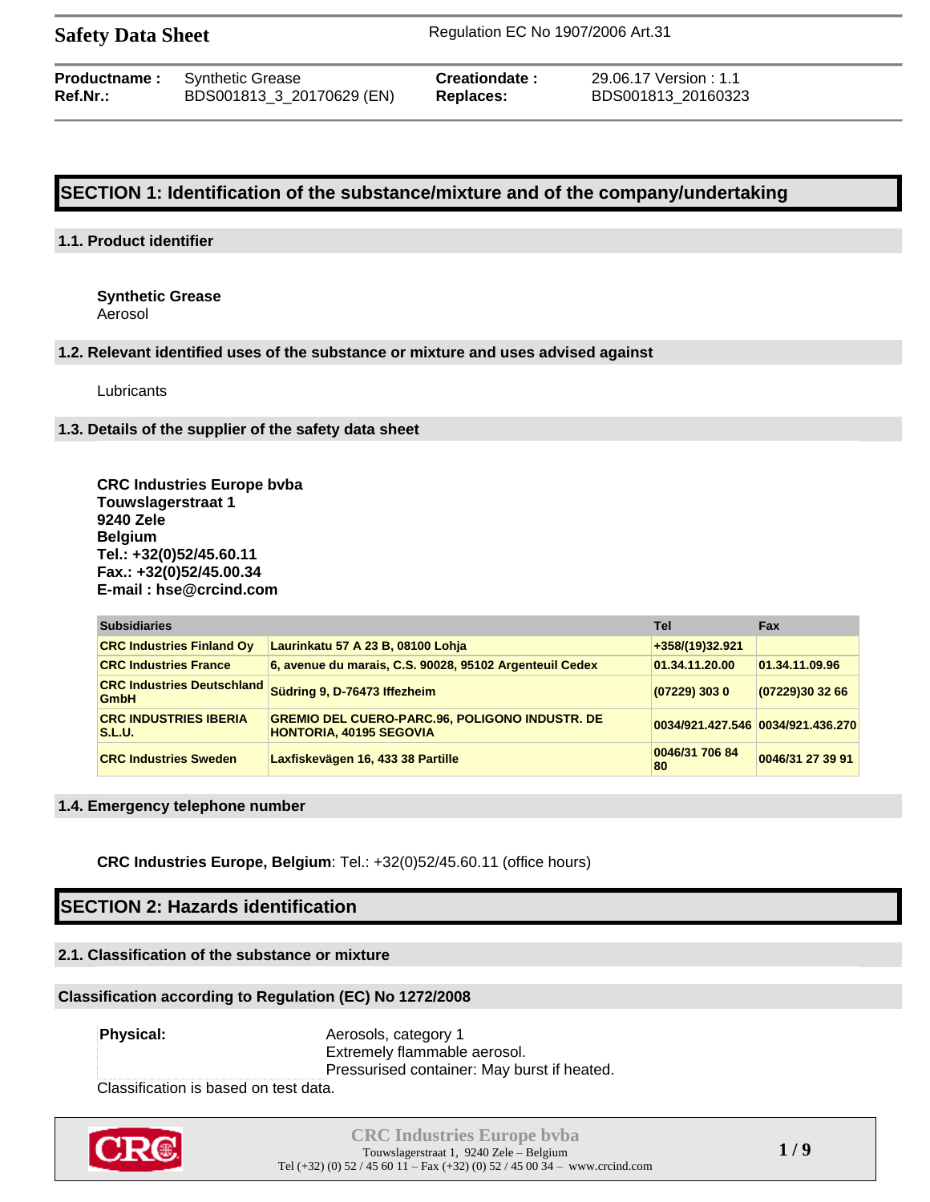# Safety Data Sheet

Regulation EC No 1907/2006 Art.31

| | | | |
|---|---|---|---|
| **Productname :** | Synthetic Grease | **Creationdate :** | 29.06.17 Version : 1.1 |
| **Ref.Nr.:** | BDS001813_3_20170629 (EN) | **Replaces:** | BDS001813_20160323 |

## SECTION 1: Identification of the substance/mixture and of the company/undertaking

### 1.1. Product identifier

**Synthetic Grease**
Aerosol

### 1.2. Relevant identified uses of the substance or mixture and uses advised against

Lubricants

### 1.3. Details of the supplier of the safety data sheet

**CRC Industries Europe bvba**
**Touwslagerstraat 1**
**9240 Zele**
**Belgium**
**Tel.: +32(0)52/45.60.11**
**Fax.: +32(0)52/45.00.34**
**E-mail : hse@crcind.com**

| Subsidiaries | | Tel | Fax |
|---|---|---|---|
| CRC Industries Finland Oy | Laurinkatu 57 A 23 B, 08100 Lohja | +358/(19)32.921 | |
| CRC Industries France | 6, avenue du marais, C.S. 90028, 95102 Argenteuil Cedex | 01.34.11.20.00 | 01.34.11.09.96 |
| CRC Industries Deutschland GmbH | Südring 9, D-76473 Iffezheim | (07229) 303 0 | (07229)30 32 66 |
| CRC INDUSTRIES IBERIA S.L.U. | GREMIO DEL CUERO-PARC.96, POLIGONO INDUSTR. DE HONTORIA, 40195 SEGOVIA | 0034/921.427.546 | 0034/921.436.270 |
| CRC Industries Sweden | Laxfiskevägen 16, 433 38 Partille | 0046/31 706 84 80 | 0046/31 27 39 91 |

### 1.4. Emergency telephone number

**CRC Industries Europe, Belgium**: Tel.: +32(0)52/45.60.11 (office hours)

## SECTION 2: Hazards identification

### 2.1. Classification of the substance or mixture

### Classification according to Regulation (EC) No 1272/2008

**Physical:** Aerosols, category 1
Extremely flammable aerosol.
Pressurised container: May burst if heated.

Classification is based on test data.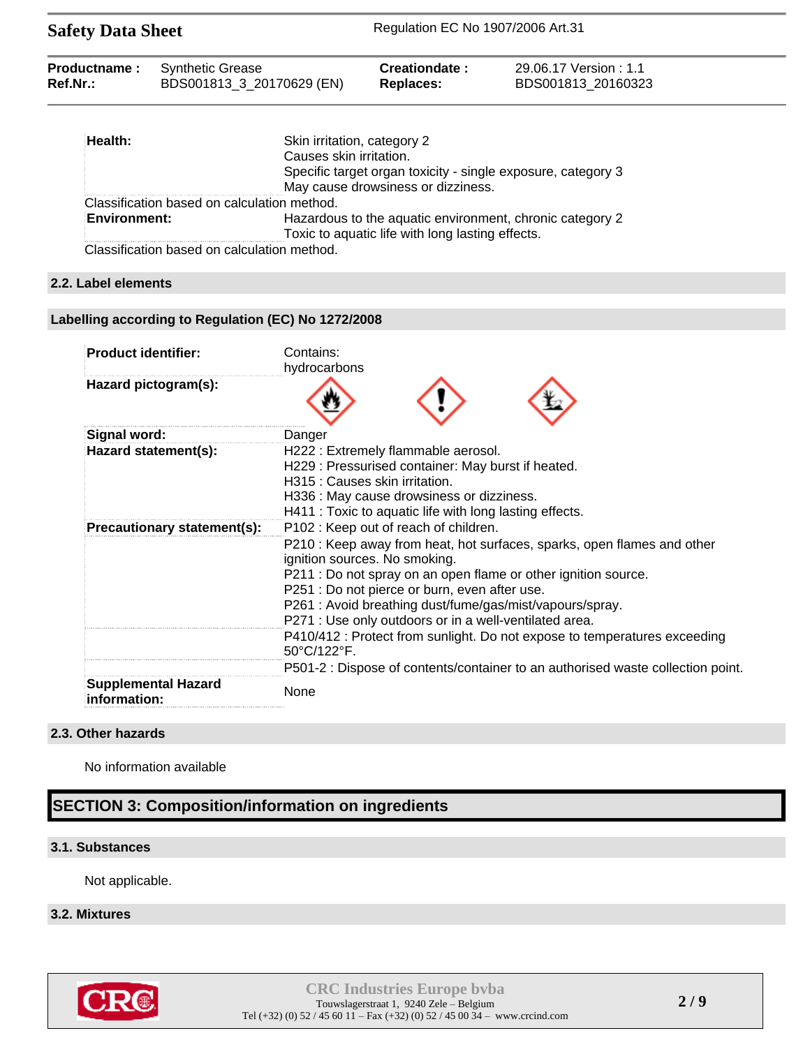| | |
|---|---|
| **Health:** | Skin irritation, category 2<br>Causes skin irritation.<br>Specific target organ toxicity - single exposure, category 3<br>May cause drowsiness or dizziness. |

Classification based on calculation method.

| | |
|---|---|
| **Environment:** | Hazardous to the aquatic environment, chronic category 2<br>Toxic to aquatic life with long lasting effects. |

Classification based on calculation method.

### 2.2. Label elements

### Labelling according to Regulation (EC) No 1272/2008

| | |
|---|---|
| **Product identifier:** | Contains:<br>hydrocarbons |
| **Hazard pictogram(s):** | |
| **Signal word:** | Danger |
| **Hazard statement(s):** | H222 : Extremely flammable aerosol.<br>H229 : Pressurised container: May burst if heated.<br>H315 : Causes skin irritation.<br>H336 : May cause drowsiness or dizziness.<br>H411 : Toxic to aquatic life with long lasting effects. |
| **Precautionary statement(s):** | P102 : Keep out of reach of children. |
| | P210 : Keep away from heat, hot surfaces, sparks, open flames and other ignition sources. No smoking.<br>P211 : Do not spray on an open flame or other ignition source.<br>P251 : Do not pierce or burn, even after use.<br>P261 : Avoid breathing dust/fume/gas/mist/vapours/spray.<br>P271 : Use only outdoors or in a well-ventilated area. |
| | P410/412 : Protect from sunlight. Do not expose to temperatures exceeding 50°C/122°F. |
| | P501-2 : Dispose of contents/container to an authorised waste collection point. |
| **Supplemental Hazard information:** | None |

### 2.3. Other hazards

No information available

## SECTION 3: Composition/information on ingredients

### 3.1. Substances

Not applicable.

### 3.2. Mixtures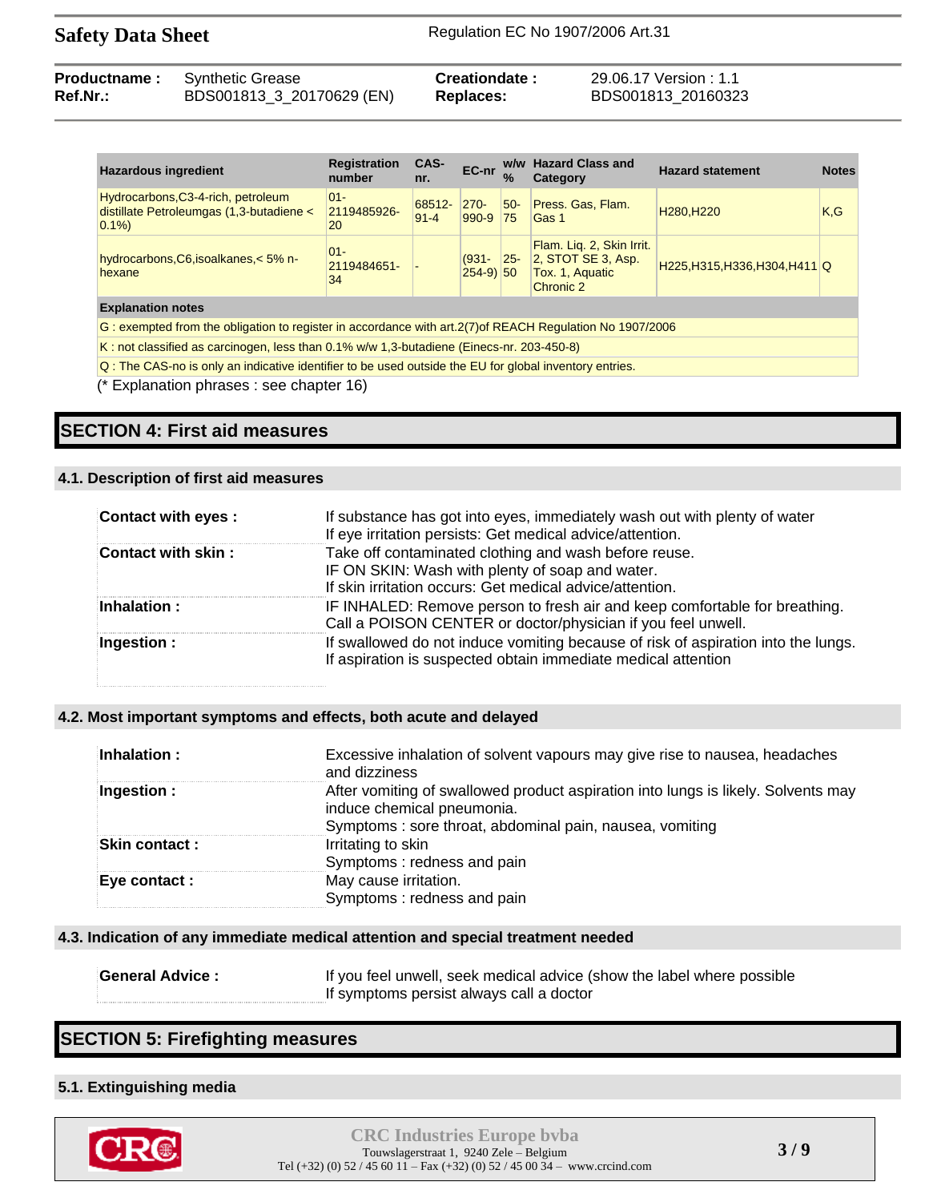| Hazardous ingredient | Registration number | CAS-nr. | EC-nr | w/w % | Hazard Class and Category | Hazard statement | Notes |
|---|---|---|---|---|---|---|---|
| Hydrocarbons,C3-4-rich, petroleum distillate Petroleumgas (1,3-butadiene < 0.1%) | 01-2119485926-20 | 68512-91-4 | 270-990-9 | 50-75 | Press. Gas, Flam. Gas 1 | H280,H220 | K,G |
| hydrocarbons,C6,isoalkanes,< 5% n-hexane | 01-2119484651-34 | - | (931-254-9) | 25-50 | Flam. Liq. 2, Skin Irrit. 2, STOT SE 3, Asp. Tox. 1, Aquatic Chronic 2 | H225,H315,H336,H304,H411 | Q |

**Explanation notes**

G : exempted from the obligation to register in accordance with art.2(7)of REACH Regulation No 1907/2006

K : not classified as carcinogen, less than 0.1% w/w 1,3-butadiene (Einecs-nr. 203-450-8)

Q : The CAS-no is only an indicative identifier to be used outside the EU for global inventory entries.

(* Explanation phrases : see chapter 16)

# SECTION 4: First aid measures

## 4.1. Description of first aid measures

**Contact with eyes :** If substance has got into eyes, immediately wash out with plenty of water
If eye irritation persists: Get medical advice/attention.

**Contact with skin :** Take off contaminated clothing and wash before reuse.
IF ON SKIN: Wash with plenty of soap and water.
If skin irritation occurs: Get medical advice/attention.

**Inhalation :** IF INHALED: Remove person to fresh air and keep comfortable for breathing.
Call a POISON CENTER or doctor/physician if you feel unwell.

**Ingestion :** If swallowed do not induce vomiting because of risk of aspiration into the lungs.
If aspiration is suspected obtain immediate medical attention

## 4.2. Most important symptoms and effects, both acute and delayed

**Inhalation :** Excessive inhalation of solvent vapours may give rise to nausea, headaches and dizziness

**Ingestion :** After vomiting of swallowed product aspiration into lungs is likely. Solvents may induce chemical pneumonia.
Symptoms : sore throat, abdominal pain, nausea, vomiting

**Skin contact :** Irritating to skin
Symptoms : redness and pain

**Eye contact :** May cause irritation.
Symptoms : redness and pain

## 4.3. Indication of any immediate medical attention and special treatment needed

**General Advice :** If you feel unwell, seek medical advice (show the label where possible
If symptoms persist always call a doctor

# SECTION 5: Firefighting measures

## 5.1. Extinguishing media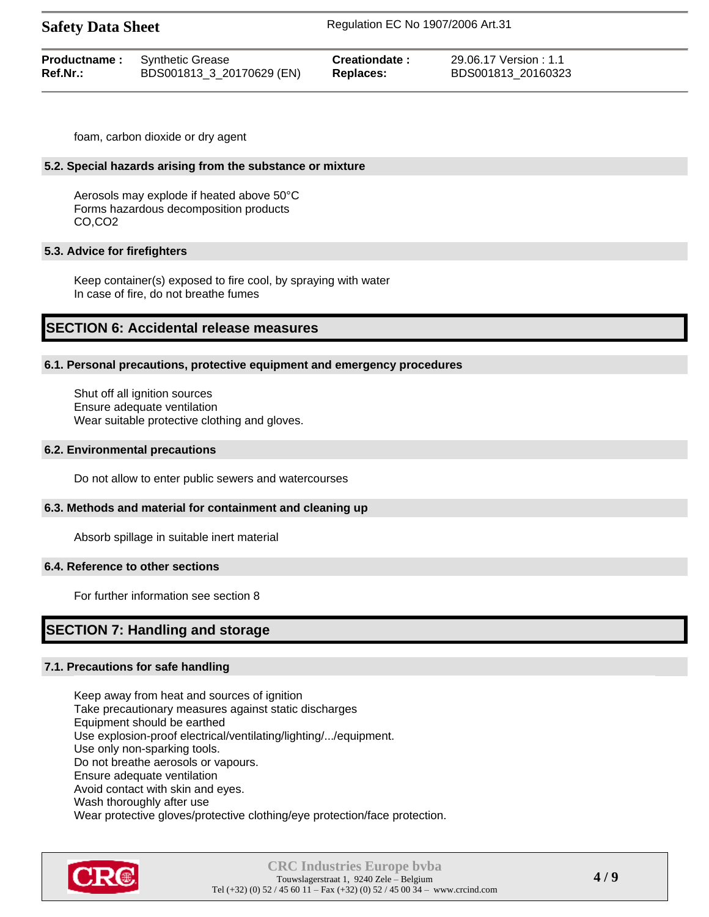foam, carbon dioxide or dry agent

### 5.2. Special hazards arising from the substance or mixture

Aerosols may explode if heated above 50°C
Forms hazardous decomposition products
$CO$,$CO_2$

### 5.3. Advice for firefighters

Keep container(s) exposed to fire cool, by spraying with water
In case of fire, do not breathe fumes

## SECTION 6: Accidental release measures

### 6.1. Personal precautions, protective equipment and emergency procedures

Shut off all ignition sources
Ensure adequate ventilation
Wear suitable protective clothing and gloves.

### 6.2. Environmental precautions

Do not allow to enter public sewers and watercourses

### 6.3. Methods and material for containment and cleaning up

Absorb spillage in suitable inert material

### 6.4. Reference to other sections

For further information see section 8

## SECTION 7: Handling and storage

### 7.1. Precautions for safe handling

Keep away from heat and sources of ignition
Take precautionary measures against static discharges
Equipment should be earthed
Use explosion-proof electrical/ventilating/lighting/.../equipment.
Use only non-sparking tools.
Do not breathe aerosols or vapours.
Ensure adequate ventilation
Avoid contact with skin and eyes.
Wash thoroughly after use
Wear protective gloves/protective clothing/eye protection/face protection.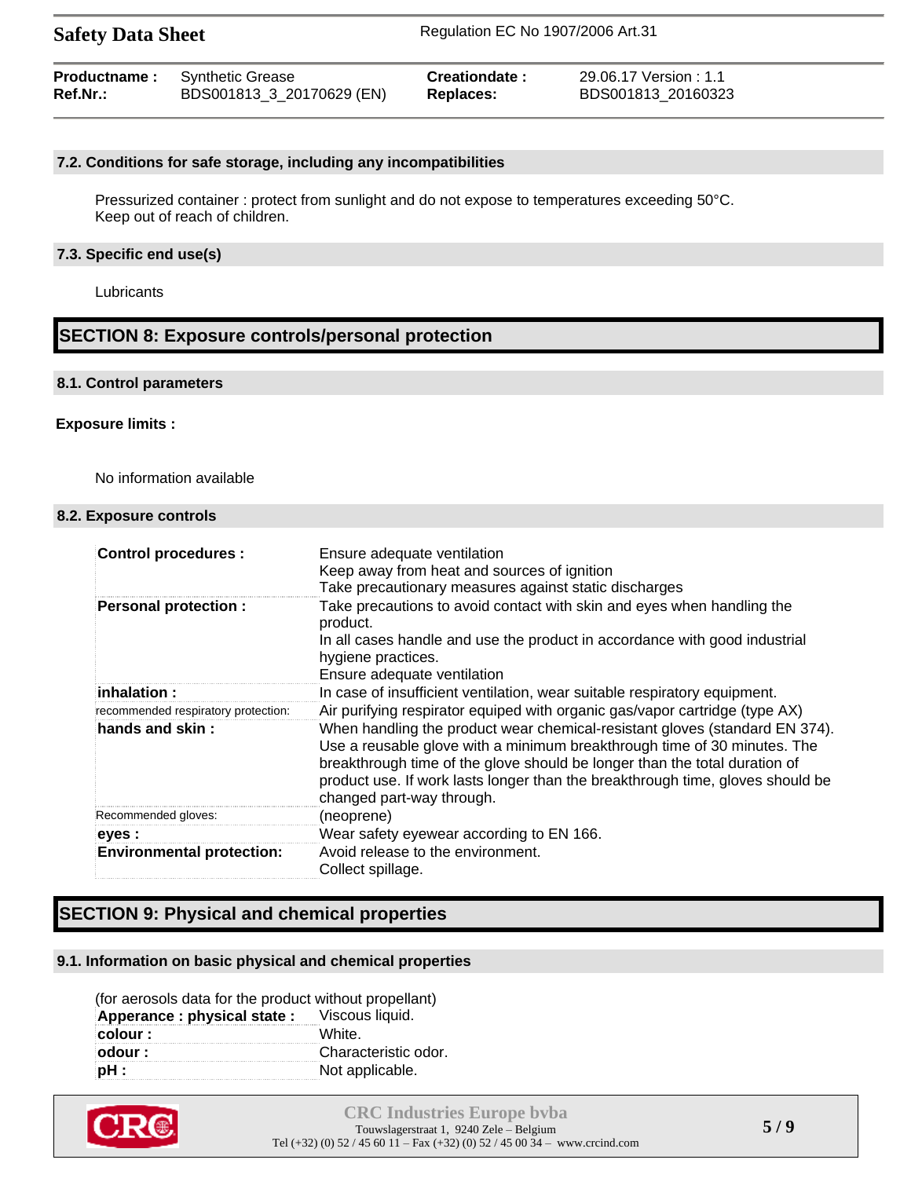### 7.2. Conditions for safe storage, including any incompatibilities

Pressurized container : protect from sunlight and do not expose to temperatures exceeding 50°C.
Keep out of reach of children.

### 7.3. Specific end use(s)

Lubricants

## SECTION 8: Exposure controls/personal protection

### 8.1. Control parameters

**Exposure limits :**

No information available

### 8.2. Exposure controls

| | |
|---|---|
| **Control procedures :** | Ensure adequate ventilation<br>Keep away from heat and sources of ignition<br>Take precautionary measures against static discharges |
| **Personal protection :** | Take precautions to avoid contact with skin and eyes when handling the product.<br>In all cases handle and use the product in accordance with good industrial hygiene practices.<br>Ensure adequate ventilation |
| **inhalation :** | In case of insufficient ventilation, wear suitable respiratory equipment. |
| recommended respiratory protection: | Air purifying respirator equiped with organic gas/vapor cartridge (type AX) |
| **hands and skin :** | When handling the product wear chemical-resistant gloves (standard EN 374). Use a reusable glove with a minimum breakthrough time of 30 minutes. The breakthrough time of the glove should be longer than the total duration of product use. If work lasts longer than the breakthrough time, gloves should be changed part-way through. |
| Recommended gloves: | (neoprene) |
| **eyes :** | Wear safety eyewear according to EN 166. |
| **Environmental protection:** | Avoid release to the environment.<br>Collect spillage. |

## SECTION 9: Physical and chemical properties

### 9.1. Information on basic physical and chemical properties

(for aerosols data for the product without propellant)

| | |
|---|---|
| **Apperance : physical state :** | Viscous liquid. |
| **colour :** | White. |
| **odour :** | Characteristic odor. |
| **pH :** | Not applicable. |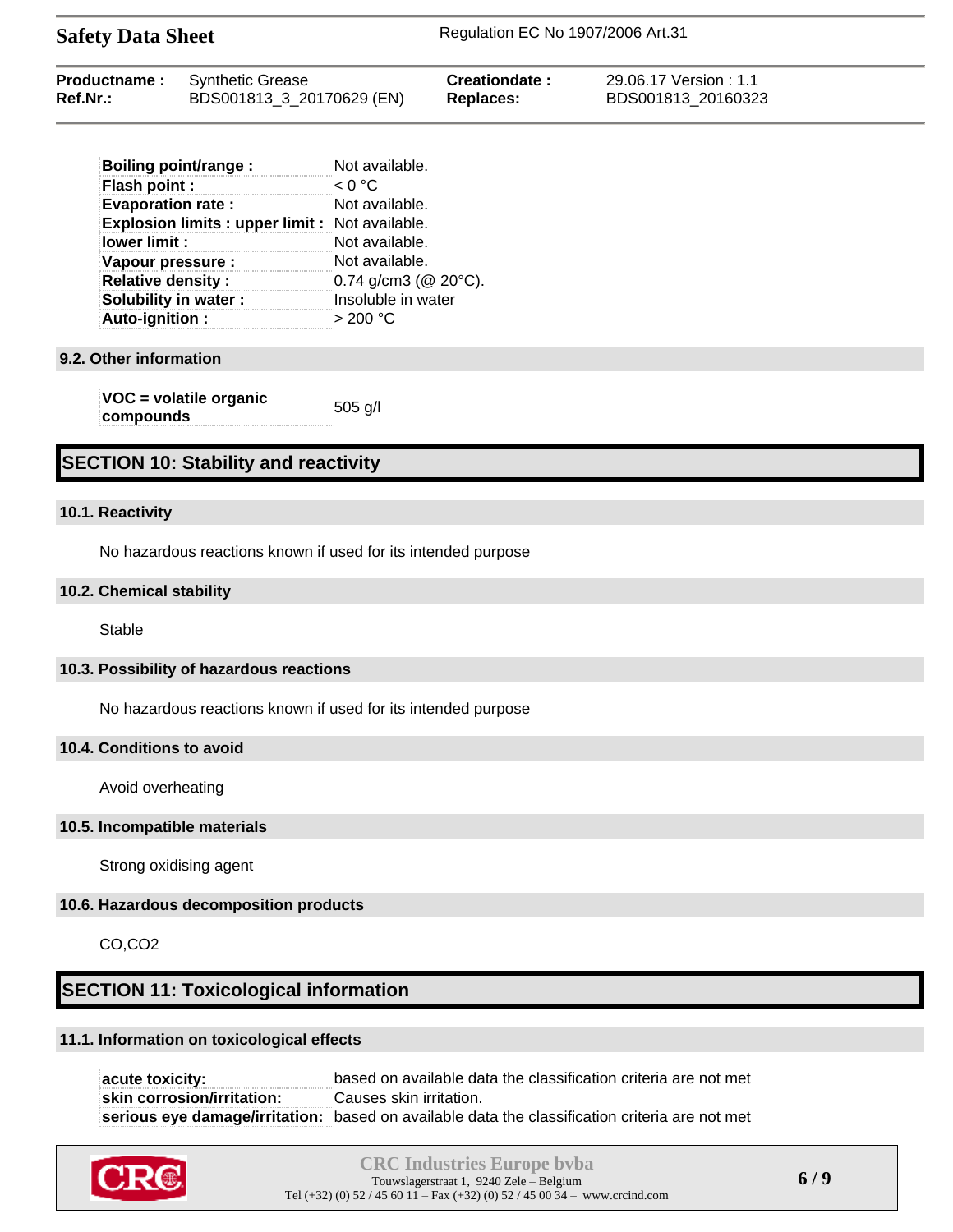| | |
|---|---|
| **Boiling point/range :** | Not available. |
| **Flash point :** | < 0 °C |
| **Evaporation rate :** | Not available. |
| **Explosion limits : upper limit :** | Not available. |
| **lower limit :** | Not available. |
| **Vapour pressure :** | Not available. |
| **Relative density :** | 0.74 g/cm3 (@ 20°C). |
| **Solubility in water :** | Insoluble in water |
| **Auto-ignition :** | > 200 °C |

### 9.2. Other information

| | |
|---|---|
| **VOC = volatile organic compounds** | 505 g/l |

## SECTION 10: Stability and reactivity

### 10.1. Reactivity

No hazardous reactions known if used for its intended purpose

### 10.2. Chemical stability

Stable

### 10.3. Possibility of hazardous reactions

No hazardous reactions known if used for its intended purpose

### 10.4. Conditions to avoid

Avoid overheating

### 10.5. Incompatible materials

Strong oxidising agent

### 10.6. Hazardous decomposition products

CO,$CO_2$

## SECTION 11: Toxicological information

### 11.1. Information on toxicological effects

| | |
|---|---|
| **acute toxicity:** | based on available data the classification criteria are not met |
| **skin corrosion/irritation:** | Causes skin irritation. |
| **serious eye damage/irritation:** | based on available data the classification criteria are not met |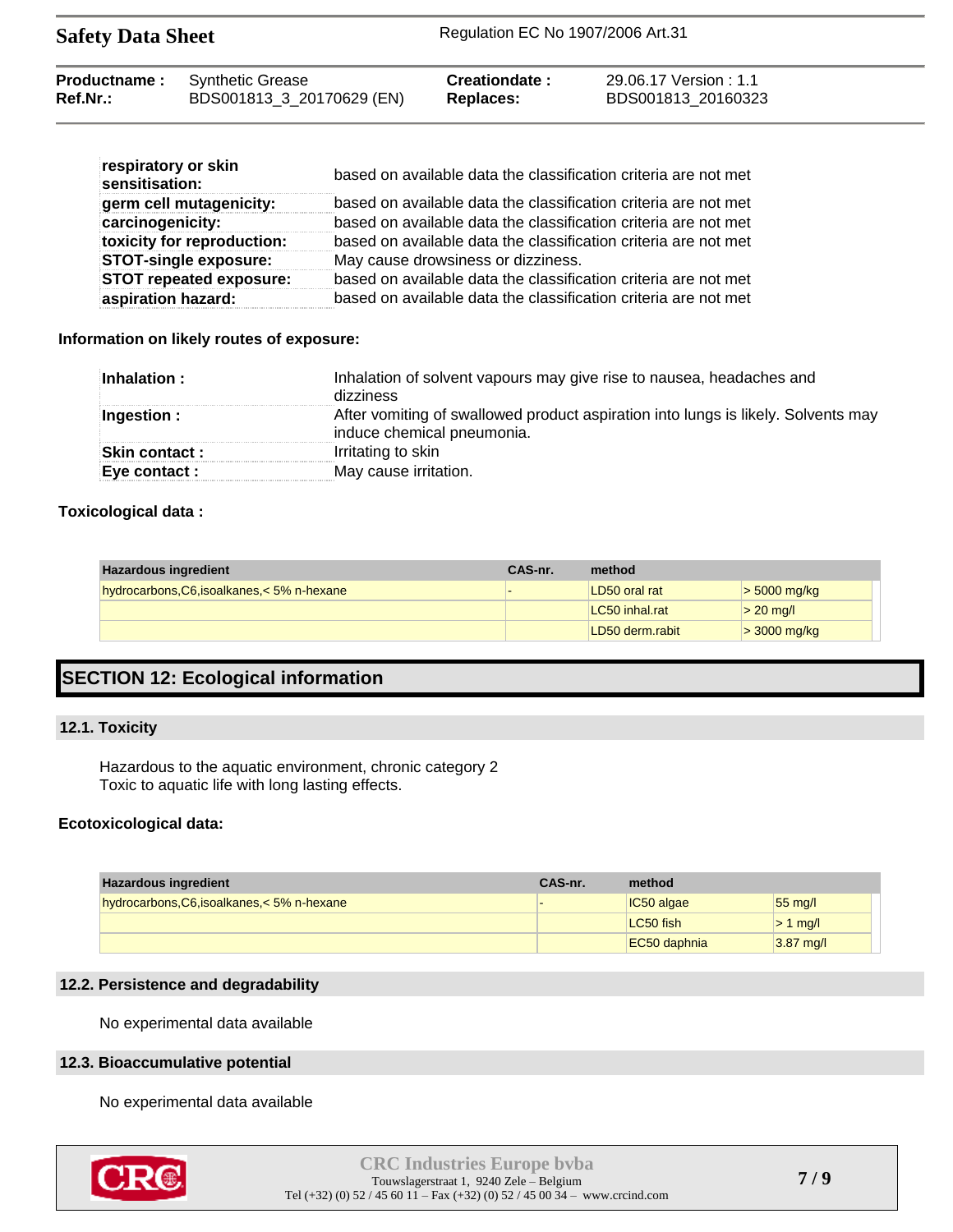| | |
|---|---|
| **respiratory or skin sensitisation:** | based on available data the classification criteria are not met |
| **germ cell mutagenicity:** | based on available data the classification criteria are not met |
| **carcinogenicity:** | based on available data the classification criteria are not met |
| **toxicity for reproduction:** | based on available data the classification criteria are not met |
| **STOT-single exposure:** | May cause drowsiness or dizziness. |
| **STOT repeated exposure:** | based on available data the classification criteria are not met |
| **aspiration hazard:** | based on available data the classification criteria are not met |

**Information on likely routes of exposure:**

| | |
|---|---|
| **Inhalation :** | Inhalation of solvent vapours may give rise to nausea, headaches and dizziness |
| **Ingestion :** | After vomiting of swallowed product aspiration into lungs is likely. Solvents may induce chemical pneumonia. |
| **Skin contact :** | Irritating to skin |
| **Eye contact :** | May cause irritation. |

**Toxicological data :**

| Hazardous ingredient | CAS-nr. | method | |
|---|---|---|---|
| hydrocarbons,C6,isoalkanes,< 5% n-hexane | - | LD50 oral rat | > 5000 mg/kg |
| | | LC50 inhal.rat | > 20 mg/l |
| | | LD50 derm.rabit | > 3000 mg/kg |

# SECTION 12: Ecological information

## 12.1. Toxicity

Hazardous to the aquatic environment, chronic category 2
Toxic to aquatic life with long lasting effects.

**Ecotoxicological data:**

| Hazardous ingredient | CAS-nr. | method | |
|---|---|---|---|
| hydrocarbons,C6,isoalkanes,< 5% n-hexane | - | IC50 algae | 55 mg/l |
| | | LC50 fish | > 1 mg/l |
| | | EC50 daphnia | 3.87 mg/l |

## 12.2. Persistence and degradability

No experimental data available

## 12.3. Bioaccumulative potential

No experimental data available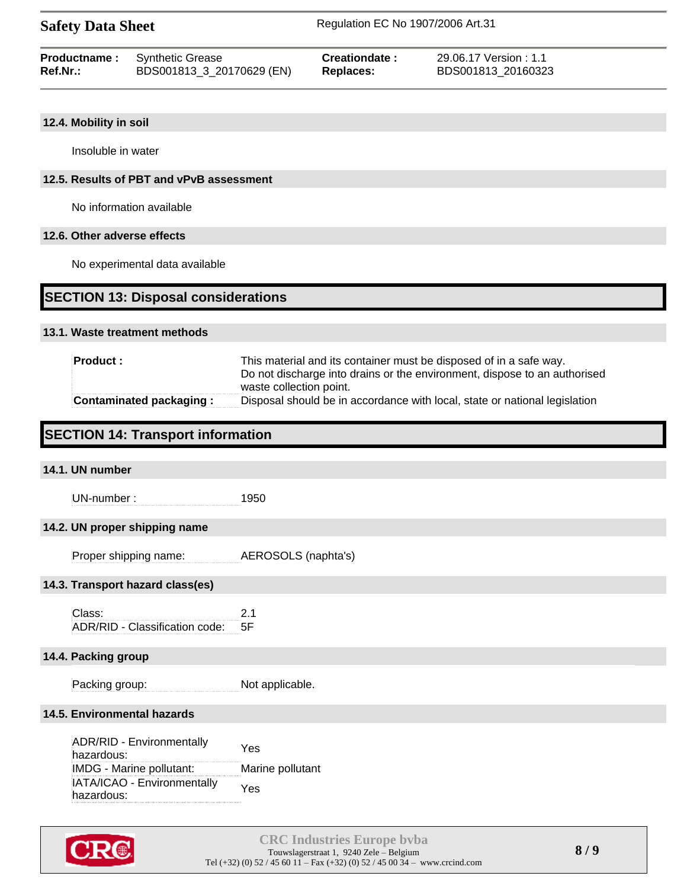### 12.4. Mobility in soil

Insoluble in water

### 12.5. Results of PBT and vPvB assessment

No information available

### 12.6. Other adverse effects

No experimental data available

## SECTION 13: Disposal considerations

### 13.1. Waste treatment methods

| | |
|---|---|
| **Product :** | This material and its container must be disposed of in a safe way. Do not discharge into drains or the environment, dispose to an authorised waste collection point. |
| **Contaminated packaging :** | Disposal should be in accordance with local, state or national legislation |

## SECTION 14: Transport information

### 14.1. UN number

| | |
|---|---|
| UN-number : | 1950 |

### 14.2. UN proper shipping name

| | |
|---|---|
| Proper shipping name: | AEROSOLS (naphta's) |

### 14.3. Transport hazard class(es)

| | |
|---|---|
| Class: | 2.1 |
| ADR/RID - Classification code: | 5F |

### 14.4. Packing group

| | |
|---|---|
| Packing group: | Not applicable. |

### 14.5. Environmental hazards

| | |
|---|---|
| ADR/RID - Environmentally hazardous: | Yes |
| IMDG - Marine pollutant: | Marine pollutant |
| IATA/ICAO - Environmentally hazardous: | Yes |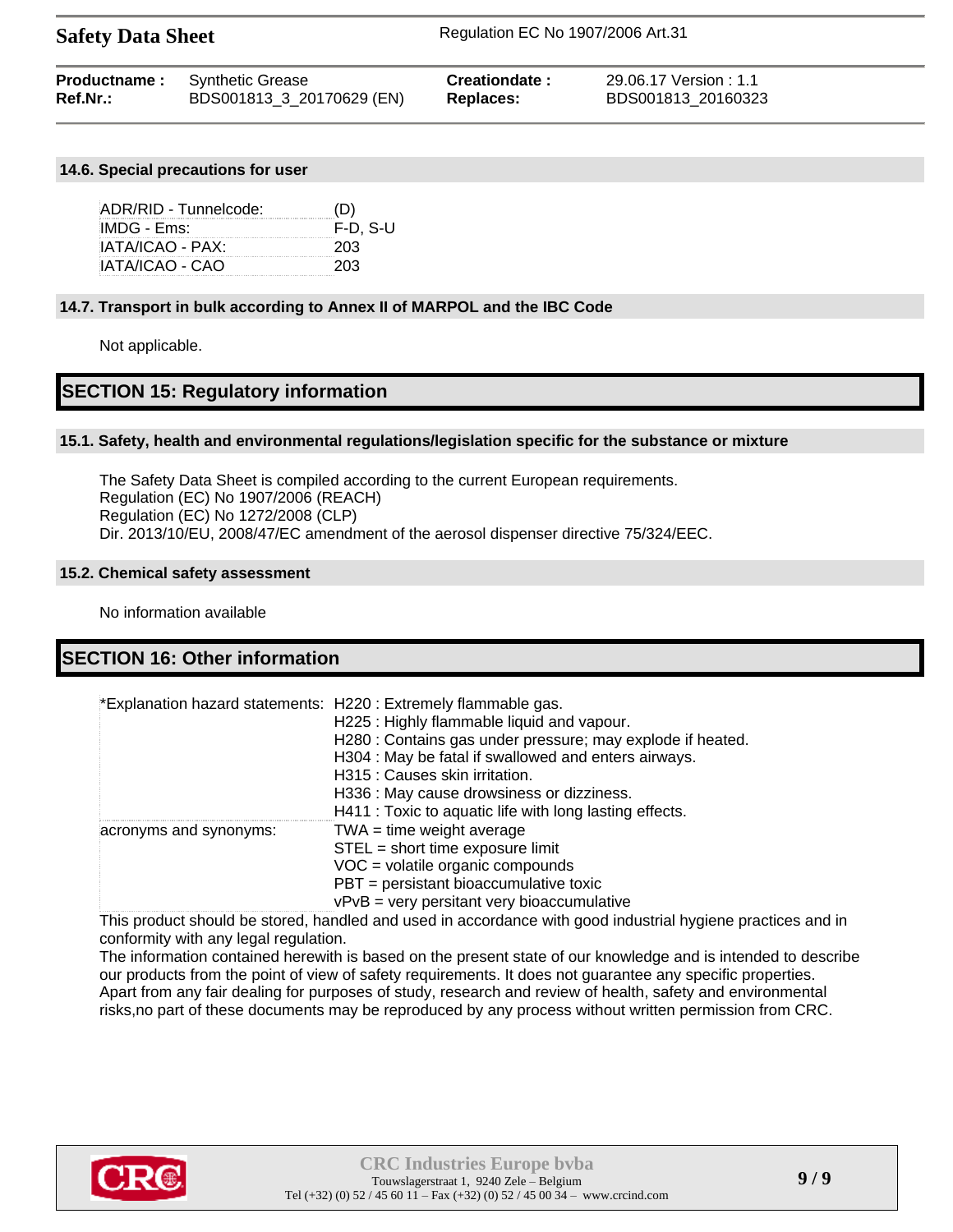### 14.6. Special precautions for user

| | |
|---|---|
| ADR/RID - Tunnelcode: | (D) |
| IMDG - Ems: | F-D, S-U |
| IATA/ICAO - PAX: | 203 |
| IATA/ICAO - CAO | 203 |

### 14.7. Transport in bulk according to Annex II of MARPOL and the IBC Code

Not applicable.

## SECTION 15: Regulatory information

### 15.1. Safety, health and environmental regulations/legislation specific for the substance or mixture

The Safety Data Sheet is compiled according to the current European requirements.
Regulation (EC) No 1907/2006 (REACH)
Regulation (EC) No 1272/2008 (CLP)
Dir. 2013/10/EU, 2008/47/EC amendment of the aerosol dispenser directive 75/324/EEC.

### 15.2. Chemical safety assessment

No information available

## SECTION 16: Other information

| | |
|---|---|
| *Explanation hazard statements: | H220 : Extremely flammable gas.<br>H225 : Highly flammable liquid and vapour.<br>H280 : Contains gas under pressure; may explode if heated.<br>H304 : May be fatal if swallowed and enters airways.<br>H315 : Causes skin irritation.<br>H336 : May cause drowsiness or dizziness.<br>H411 : Toxic to aquatic life with long lasting effects. |
| acronyms and synonyms: | TWA = time weight average<br>STEL = short time exposure limit<br>VOC = volatile organic compounds<br>PBT = persistant bioaccumulative toxic<br>vPvB = very persitant very bioaccumulative |

This product should be stored, handled and used in accordance with good industrial hygiene practices and in conformity with any legal regulation.
The information contained herewith is based on the present state of our knowledge and is intended to describe our products from the point of view of safety requirements. It does not guarantee any specific properties.
Apart from any fair dealing for purposes of study, research and review of health, safety and environmental risks,no part of these documents may be reproduced by any process without written permission from CRC.